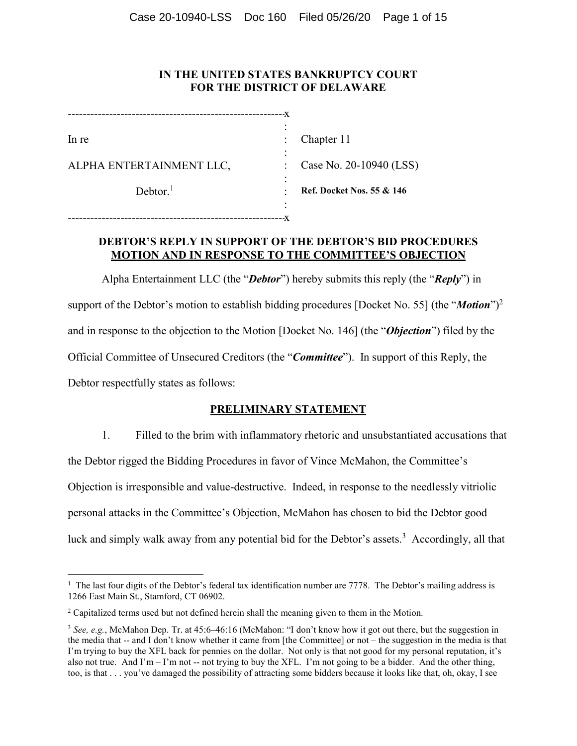# IN THE UNITED STATES BANKRUPTCY COURT
# FOR THE DISTRICT OF DELAWARE

| | | |
|---|---|---|
| In re | : | Chapter 11 |
| ALPHA ENTERTAINMENT LLC, | : | Case No. 20-10940 (LSS) |
| Debtor.[1] | : | **Ref. Docket Nos. 55 & 146** |

## DEBTOR'S REPLY IN SUPPORT OF THE DEBTOR'S BID PROCEDURES MOTION AND IN RESPONSE TO THE COMMITTEE'S OBJECTION

Alpha Entertainment LLC (the "***Debtor***") hereby submits this reply (the "***Reply***") in support of the Debtor's motion to establish bidding procedures [Docket No. 55] (the "***Motion***")[2] and in response to the objection to the Motion [Docket No. 146] (the "***Objection***") filed by the Official Committee of Unsecured Creditors (the "***Committee***"). In support of this Reply, the Debtor respectfully states as follows:

## PRELIMINARY STATEMENT

1. Filled to the brim with inflammatory rhetoric and unsubstantiated accusations that the Debtor rigged the Bidding Procedures in favor of Vince McMahon, the Committee's Objection is irresponsible and value-destructive. Indeed, in response to the needlessly vitriolic personal attacks in the Committee's Objection, McMahon has chosen to bid the Debtor good luck and simply walk away from any potential bid for the Debtor's assets.[3] Accordingly, all that

---

[1] The last four digits of the Debtor's federal tax identification number are 7778. The Debtor's mailing address is 1266 East Main St., Stamford, CT 06902.

[2] Capitalized terms used but not defined herein shall the meaning given to them in the Motion.

[3] *See, e.g.*, McMahon Dep. Tr. at 45:6–46:16 (McMahon: "I don't know how it got out there, but the suggestion in the media that -- and I don't know whether it came from [the Committee] or not – the suggestion in the media is that I'm trying to buy the XFL back for pennies on the dollar. Not only is that not good for my personal reputation, it's also not true. And I'm – I'm not -- not trying to buy the XFL. I'm not going to be a bidder. And the other thing, too, is that . . . you've damaged the possibility of attracting some bidders because it looks like that, oh, okay, I see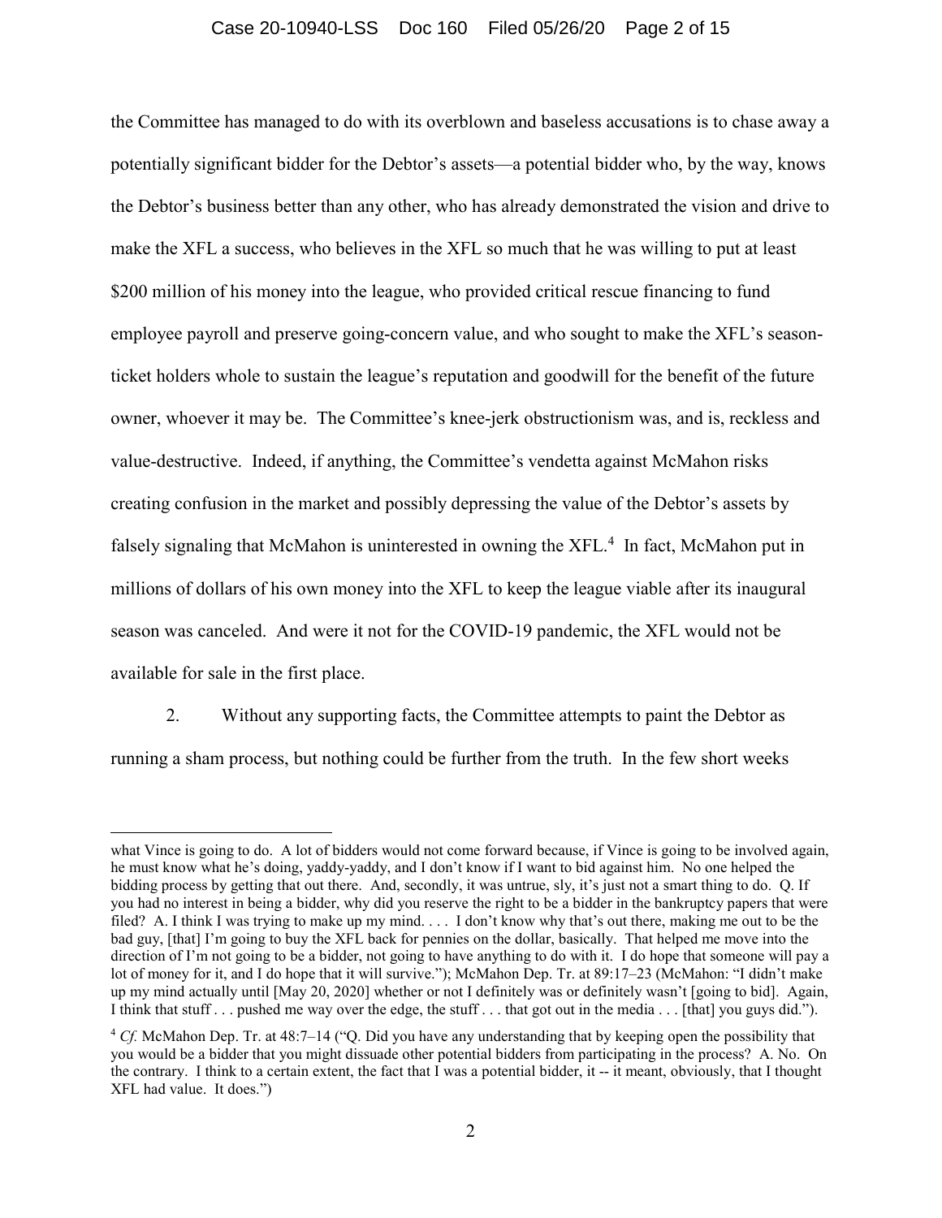the Committee has managed to do with its overblown and baseless accusations is to chase away a potentially significant bidder for the Debtor's assets—a potential bidder who, by the way, knows the Debtor's business better than any other, who has already demonstrated the vision and drive to make the XFL a success, who believes in the XFL so much that he was willing to put at least $200 million of his money into the league, who provided critical rescue financing to fund employee payroll and preserve going-concern value, and who sought to make the XFL's season-ticket holders whole to sustain the league's reputation and goodwill for the benefit of the future owner, whoever it may be. The Committee's knee-jerk obstructionism was, and is, reckless and value-destructive. Indeed, if anything, the Committee's vendetta against McMahon risks creating confusion in the market and possibly depressing the value of the Debtor's assets by falsely signaling that McMahon is uninterested in owning the XFL.[4] In fact, McMahon put in millions of dollars of his own money into the XFL to keep the league viable after its inaugural season was canceled. And were it not for the COVID-19 pandemic, the XFL would not be available for sale in the first place.

2. Without any supporting facts, the Committee attempts to paint the Debtor as running a sham process, but nothing could be further from the truth. In the few short weeks

---

what Vince is going to do. A lot of bidders would not come forward because, if Vince is going to be involved again, he must know what he's doing, yaddy-yaddy, and I don't know if I want to bid against him. No one helped the bidding process by getting that out there. And, secondly, it was untrue, sly, it's just not a smart thing to do. Q. If you had no interest in being a bidder, why did you reserve the right to be a bidder in the bankruptcy papers that were filed? A. I think I was trying to make up my mind. . . . I don't know why that's out there, making me out to be the bad guy, [that] I'm going to buy the XFL back for pennies on the dollar, basically. That helped me move into the direction of I'm not going to be a bidder, not going to have anything to do with it. I do hope that someone will pay a lot of money for it, and I do hope that it will survive."); McMahon Dep. Tr. at 89:17–23 (McMahon: "I didn't make up my mind actually until [May 20, 2020] whether or not I definitely was or definitely wasn't [going to bid]. Again, I think that stuff . . . pushed me way over the edge, the stuff . . . that got out in the media . . . [that] you guys did.").

[4] *Cf.* McMahon Dep. Tr. at 48:7–14 ("Q. Did you have any understanding that by keeping open the possibility that you would be a bidder that you might dissuade other potential bidders from participating in the process? A. No. On the contrary. I think to a certain extent, the fact that I was a potential bidder, it -- it meant, obviously, that I thought XFL had value. It does.")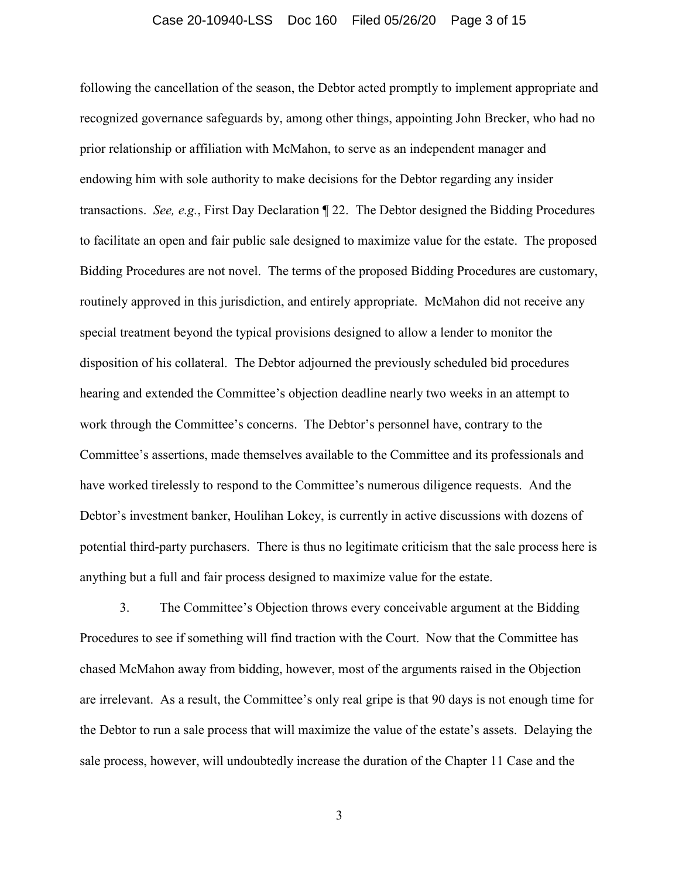following the cancellation of the season, the Debtor acted promptly to implement appropriate and recognized governance safeguards by, among other things, appointing John Brecker, who had no prior relationship or affiliation with McMahon, to serve as an independent manager and endowing him with sole authority to make decisions for the Debtor regarding any insider transactions. *See, e.g.*, First Day Declaration ¶ 22. The Debtor designed the Bidding Procedures to facilitate an open and fair public sale designed to maximize value for the estate. The proposed Bidding Procedures are not novel. The terms of the proposed Bidding Procedures are customary, routinely approved in this jurisdiction, and entirely appropriate. McMahon did not receive any special treatment beyond the typical provisions designed to allow a lender to monitor the disposition of his collateral. The Debtor adjourned the previously scheduled bid procedures hearing and extended the Committee's objection deadline nearly two weeks in an attempt to work through the Committee's concerns. The Debtor's personnel have, contrary to the Committee's assertions, made themselves available to the Committee and its professionals and have worked tirelessly to respond to the Committee's numerous diligence requests. And the Debtor's investment banker, Houlihan Lokey, is currently in active discussions with dozens of potential third-party purchasers. There is thus no legitimate criticism that the sale process here is anything but a full and fair process designed to maximize value for the estate.

3. The Committee's Objection throws every conceivable argument at the Bidding Procedures to see if something will find traction with the Court. Now that the Committee has chased McMahon away from bidding, however, most of the arguments raised in the Objection are irrelevant. As a result, the Committee's only real gripe is that 90 days is not enough time for the Debtor to run a sale process that will maximize the value of the estate's assets. Delaying the sale process, however, will undoubtedly increase the duration of the Chapter 11 Case and the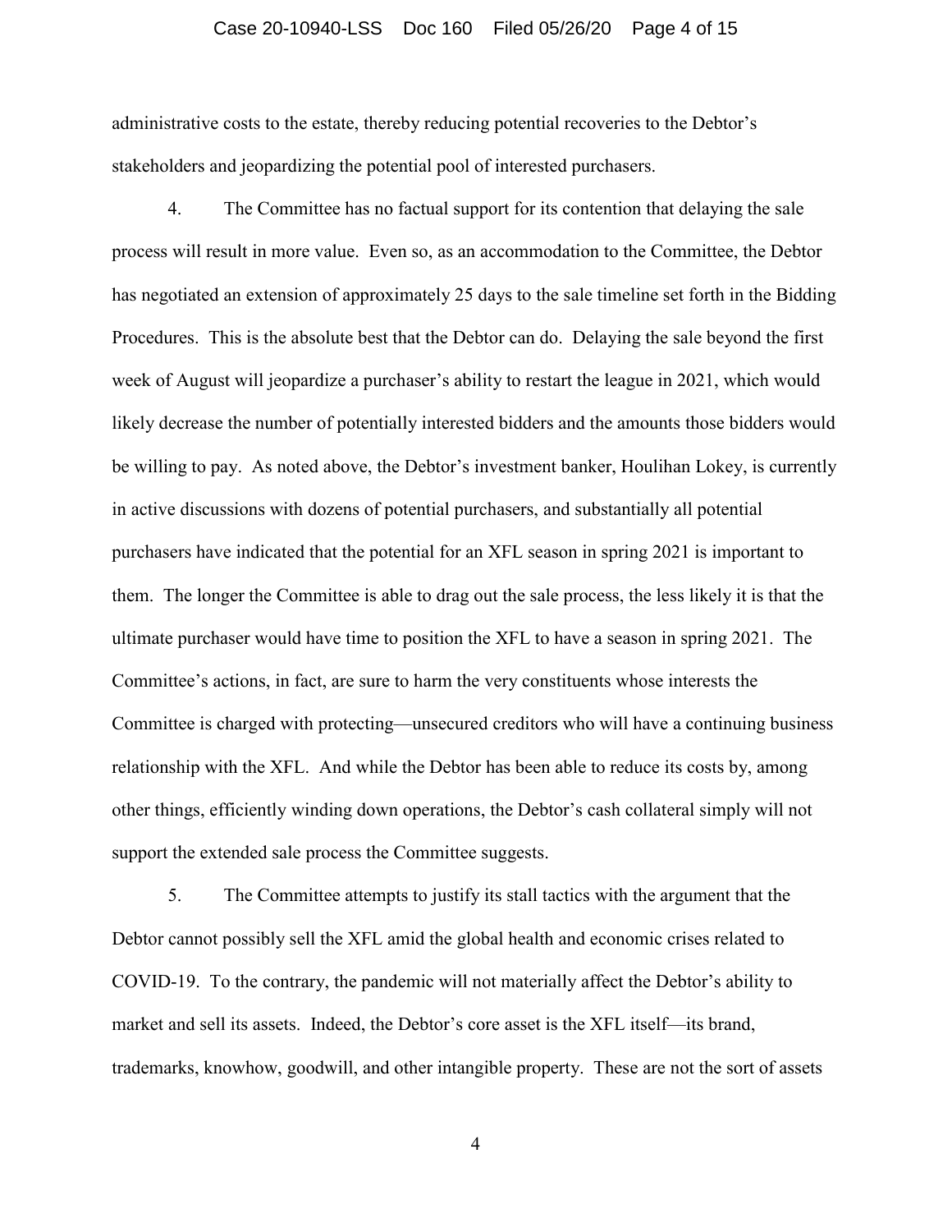administrative costs to the estate, thereby reducing potential recoveries to the Debtor's stakeholders and jeopardizing the potential pool of interested purchasers.

4. The Committee has no factual support for its contention that delaying the sale process will result in more value. Even so, as an accommodation to the Committee, the Debtor has negotiated an extension of approximately 25 days to the sale timeline set forth in the Bidding Procedures. This is the absolute best that the Debtor can do. Delaying the sale beyond the first week of August will jeopardize a purchaser's ability to restart the league in 2021, which would likely decrease the number of potentially interested bidders and the amounts those bidders would be willing to pay. As noted above, the Debtor's investment banker, Houlihan Lokey, is currently in active discussions with dozens of potential purchasers, and substantially all potential purchasers have indicated that the potential for an XFL season in spring 2021 is important to them. The longer the Committee is able to drag out the sale process, the less likely it is that the ultimate purchaser would have time to position the XFL to have a season in spring 2021. The Committee's actions, in fact, are sure to harm the very constituents whose interests the Committee is charged with protecting—unsecured creditors who will have a continuing business relationship with the XFL. And while the Debtor has been able to reduce its costs by, among other things, efficiently winding down operations, the Debtor's cash collateral simply will not support the extended sale process the Committee suggests.

5. The Committee attempts to justify its stall tactics with the argument that the Debtor cannot possibly sell the XFL amid the global health and economic crises related to COVID-19. To the contrary, the pandemic will not materially affect the Debtor's ability to market and sell its assets. Indeed, the Debtor's core asset is the XFL itself—its brand, trademarks, knowhow, goodwill, and other intangible property. These are not the sort of assets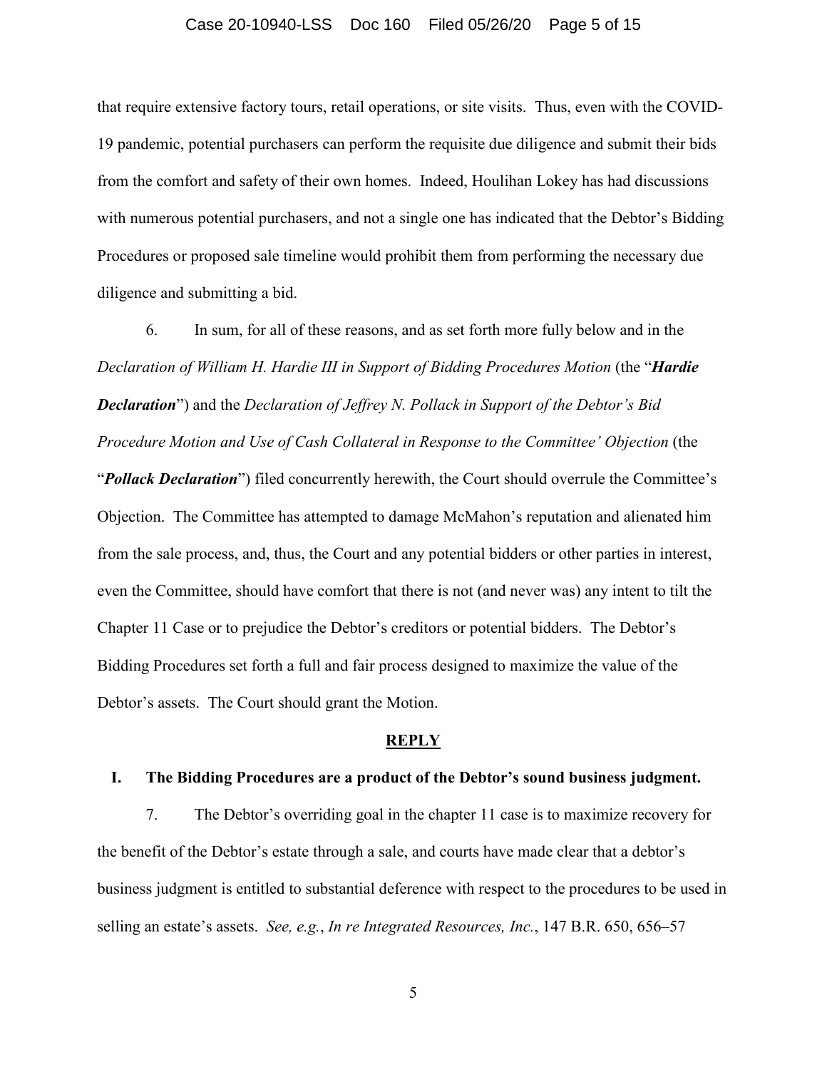that require extensive factory tours, retail operations, or site visits. Thus, even with the COVID-19 pandemic, potential purchasers can perform the requisite due diligence and submit their bids from the comfort and safety of their own homes. Indeed, Houlihan Lokey has had discussions with numerous potential purchasers, and not a single one has indicated that the Debtor's Bidding Procedures or proposed sale timeline would prohibit them from performing the necessary due diligence and submitting a bid.

6. In sum, for all of these reasons, and as set forth more fully below and in the *Declaration of William H. Hardie III in Support of Bidding Procedures Motion* (the "***Hardie Declaration***") and the *Declaration of Jeffrey N. Pollack in Support of the Debtor's Bid Procedure Motion and Use of Cash Collateral in Response to the Committee' Objection* (the "***Pollack Declaration***") filed concurrently herewith, the Court should overrule the Committee's Objection. The Committee has attempted to damage McMahon's reputation and alienated him from the sale process, and, thus, the Court and any potential bidders or other parties in interest, even the Committee, should have comfort that there is not (and never was) any intent to tilt the Chapter 11 Case or to prejudice the Debtor's creditors or potential bidders. The Debtor's Bidding Procedures set forth a full and fair process designed to maximize the value of the Debtor's assets. The Court should grant the Motion.

## REPLY

### I. The Bidding Procedures are a product of the Debtor's sound business judgment.

7. The Debtor's overriding goal in the chapter 11 case is to maximize recovery for the benefit of the Debtor's estate through a sale, and courts have made clear that a debtor's business judgment is entitled to substantial deference with respect to the procedures to be used in selling an estate's assets. *See, e.g.*, *In re Integrated Resources, Inc.*, 147 B.R. 650, 656–57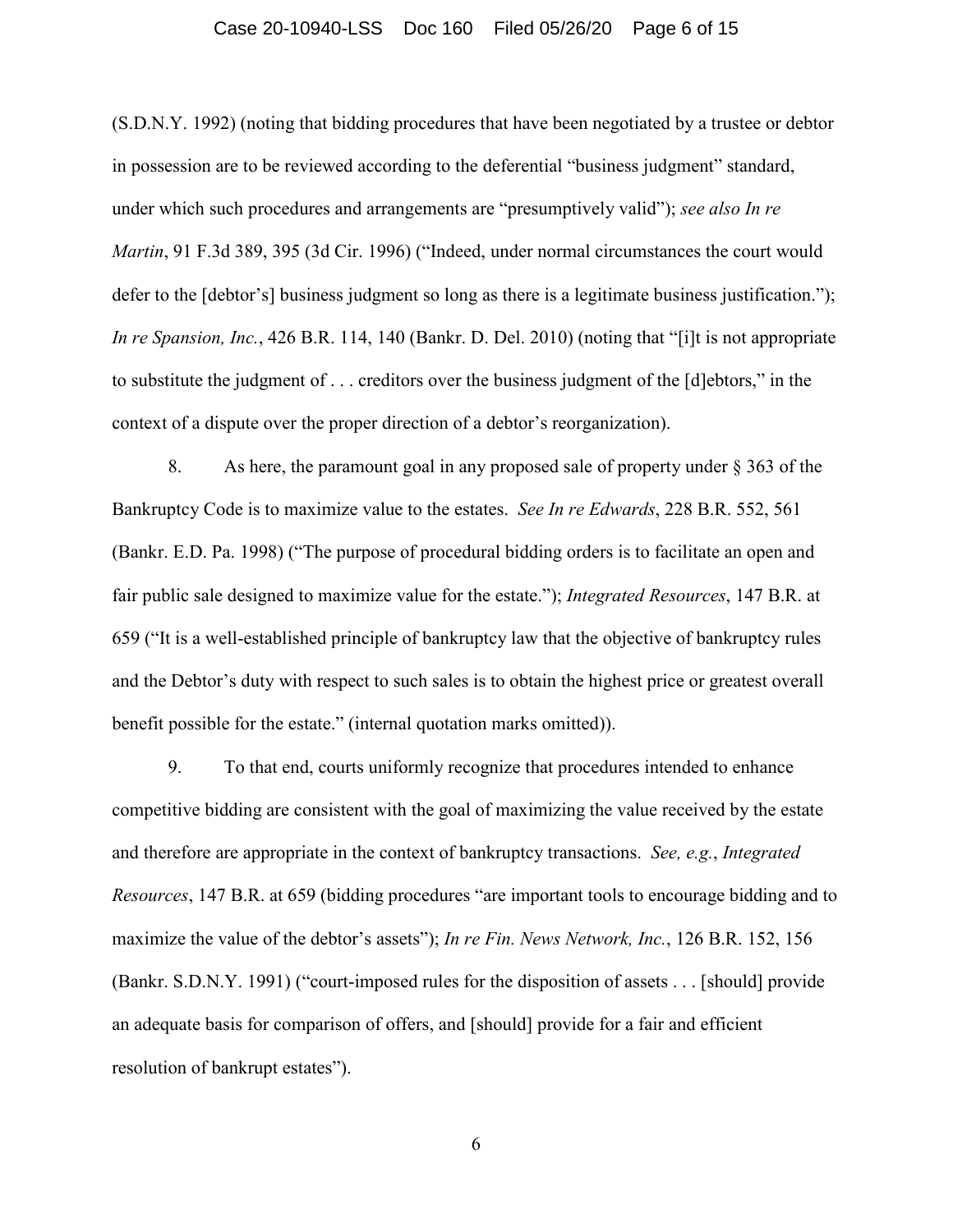(S.D.N.Y. 1992) (noting that bidding procedures that have been negotiated by a trustee or debtor in possession are to be reviewed according to the deferential "business judgment" standard, under which such procedures and arrangements are "presumptively valid"); *see also In re Martin*, 91 F.3d 389, 395 (3d Cir. 1996) ("Indeed, under normal circumstances the court would defer to the [debtor's] business judgment so long as there is a legitimate business justification."); *In re Spansion, Inc.*, 426 B.R. 114, 140 (Bankr. D. Del. 2010) (noting that "[i]t is not appropriate to substitute the judgment of . . . creditors over the business judgment of the [d]ebtors," in the context of a dispute over the proper direction of a debtor's reorganization).

8. As here, the paramount goal in any proposed sale of property under § 363 of the Bankruptcy Code is to maximize value to the estates. *See In re Edwards*, 228 B.R. 552, 561 (Bankr. E.D. Pa. 1998) ("The purpose of procedural bidding orders is to facilitate an open and fair public sale designed to maximize value for the estate."); *Integrated Resources*, 147 B.R. at 659 ("It is a well-established principle of bankruptcy law that the objective of bankruptcy rules and the Debtor's duty with respect to such sales is to obtain the highest price or greatest overall benefit possible for the estate." (internal quotation marks omitted)).

9. To that end, courts uniformly recognize that procedures intended to enhance competitive bidding are consistent with the goal of maximizing the value received by the estate and therefore are appropriate in the context of bankruptcy transactions. *See, e.g.*, *Integrated Resources*, 147 B.R. at 659 (bidding procedures "are important tools to encourage bidding and to maximize the value of the debtor's assets"); *In re Fin. News Network, Inc.*, 126 B.R. 152, 156 (Bankr. S.D.N.Y. 1991) ("court-imposed rules for the disposition of assets . . . [should] provide an adequate basis for comparison of offers, and [should] provide for a fair and efficient resolution of bankrupt estates").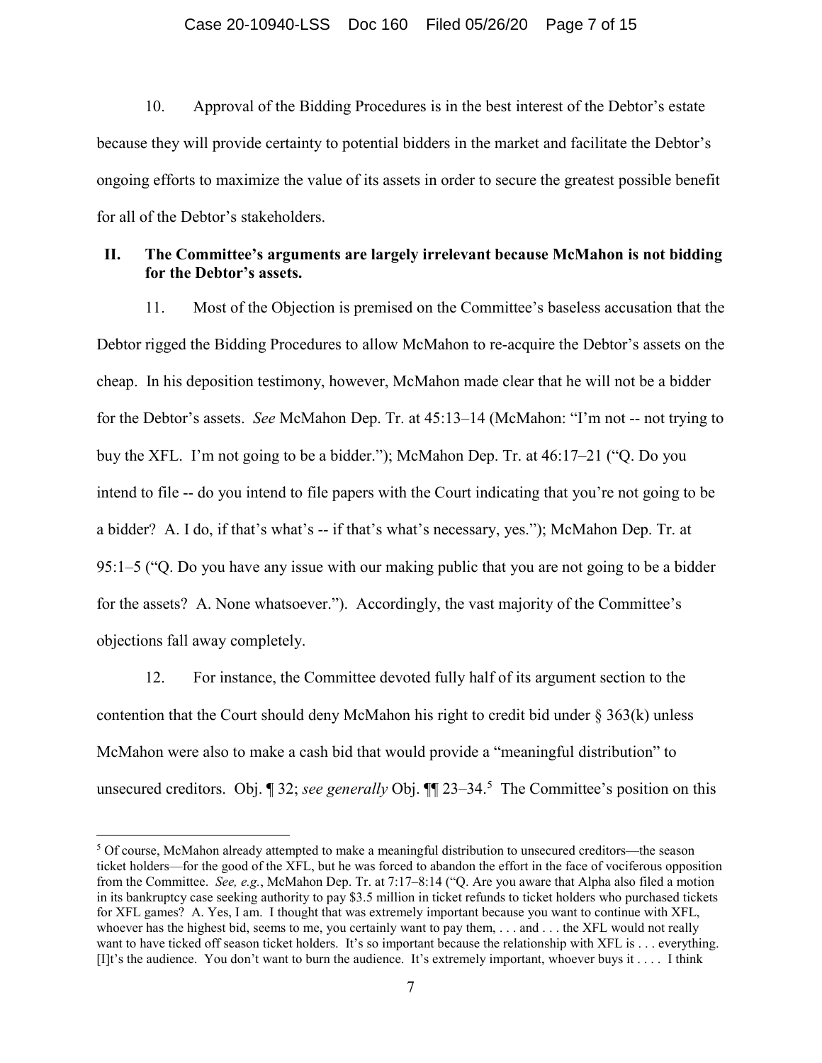10. Approval of the Bidding Procedures is in the best interest of the Debtor's estate because they will provide certainty to potential bidders in the market and facilitate the Debtor's ongoing efforts to maximize the value of its assets in order to secure the greatest possible benefit for all of the Debtor's stakeholders.

## II. The Committee's arguments are largely irrelevant because McMahon is not bidding for the Debtor's assets.

11. Most of the Objection is premised on the Committee's baseless accusation that the Debtor rigged the Bidding Procedures to allow McMahon to re-acquire the Debtor's assets on the cheap. In his deposition testimony, however, McMahon made clear that he will not be a bidder for the Debtor's assets. *See* McMahon Dep. Tr. at 45:13–14 (McMahon: "I'm not -- not trying to buy the XFL. I'm not going to be a bidder."); McMahon Dep. Tr. at 46:17–21 ("Q. Do you intend to file -- do you intend to file papers with the Court indicating that you're not going to be a bidder? A. I do, if that's what's -- if that's what's necessary, yes."); McMahon Dep. Tr. at 95:1–5 ("Q. Do you have any issue with our making public that you are not going to be a bidder for the assets? A. None whatsoever."). Accordingly, the vast majority of the Committee's objections fall away completely.

12. For instance, the Committee devoted fully half of its argument section to the contention that the Court should deny McMahon his right to credit bid under § 363(k) unless McMahon were also to make a cash bid that would provide a "meaningful distribution" to unsecured creditors. Obj. ¶ 32; *see generally* Obj. ¶¶ 23–34.[5] The Committee's position on this

[5] Of course, McMahon already attempted to make a meaningful distribution to unsecured creditors—the season ticket holders—for the good of the XFL, but he was forced to abandon the effort in the face of vociferous opposition from the Committee. *See, e.g.*, McMahon Dep. Tr. at 7:17–8:14 ("Q. Are you aware that Alpha also filed a motion in its bankruptcy case seeking authority to pay $3.5 million in ticket refunds to ticket holders who purchased tickets for XFL games? A. Yes, I am. I thought that was extremely important because you want to continue with XFL, whoever has the highest bid, seems to me, you certainly want to pay them, . . . and . . . the XFL would not really want to have ticked off season ticket holders. It's so important because the relationship with XFL is . . . everything. [I]t's the audience. You don't want to burn the audience. It's extremely important, whoever buys it . . . . I think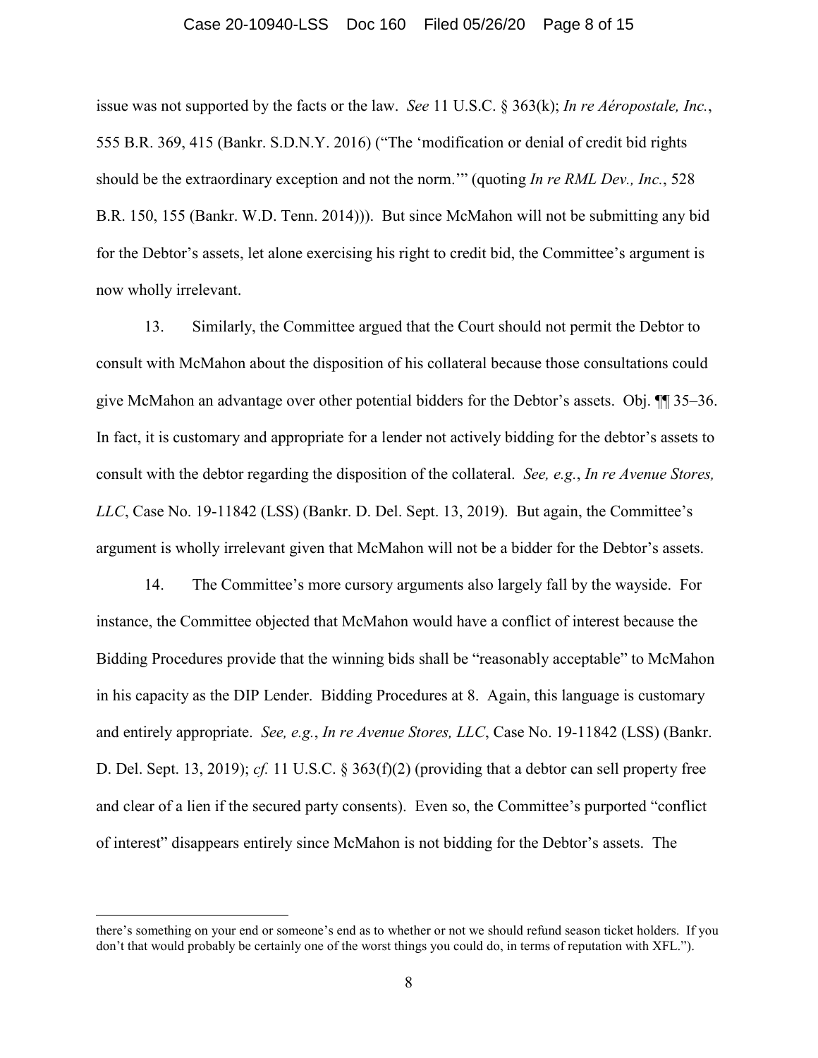issue was not supported by the facts or the law. *See* 11 U.S.C. § 363(k); *In re Aéropostale, Inc.*, 555 B.R. 369, 415 (Bankr. S.D.N.Y. 2016) ("The 'modification or denial of credit bid rights should be the extraordinary exception and not the norm.'" (quoting *In re RML Dev., Inc.*, 528 B.R. 150, 155 (Bankr. W.D. Tenn. 2014))). But since McMahon will not be submitting any bid for the Debtor's assets, let alone exercising his right to credit bid, the Committee's argument is now wholly irrelevant.

13. Similarly, the Committee argued that the Court should not permit the Debtor to consult with McMahon about the disposition of his collateral because those consultations could give McMahon an advantage over other potential bidders for the Debtor's assets. Obj. ¶¶ 35–36. In fact, it is customary and appropriate for a lender not actively bidding for the debtor's assets to consult with the debtor regarding the disposition of the collateral. *See, e.g.*, *In re Avenue Stores, LLC*, Case No. 19-11842 (LSS) (Bankr. D. Del. Sept. 13, 2019). But again, the Committee's argument is wholly irrelevant given that McMahon will not be a bidder for the Debtor's assets.

14. The Committee's more cursory arguments also largely fall by the wayside. For instance, the Committee objected that McMahon would have a conflict of interest because the Bidding Procedures provide that the winning bids shall be "reasonably acceptable" to McMahon in his capacity as the DIP Lender. Bidding Procedures at 8. Again, this language is customary and entirely appropriate. *See, e.g.*, *In re Avenue Stores, LLC*, Case No. 19-11842 (LSS) (Bankr. D. Del. Sept. 13, 2019); *cf.* 11 U.S.C. § 363(f)(2) (providing that a debtor can sell property free and clear of a lien if the secured party consents). Even so, the Committee's purported "conflict of interest" disappears entirely since McMahon is not bidding for the Debtor's assets. The

---

there's something on your end or someone's end as to whether or not we should refund season ticket holders. If you don't that would probably be certainly one of the worst things you could do, in terms of reputation with XFL.").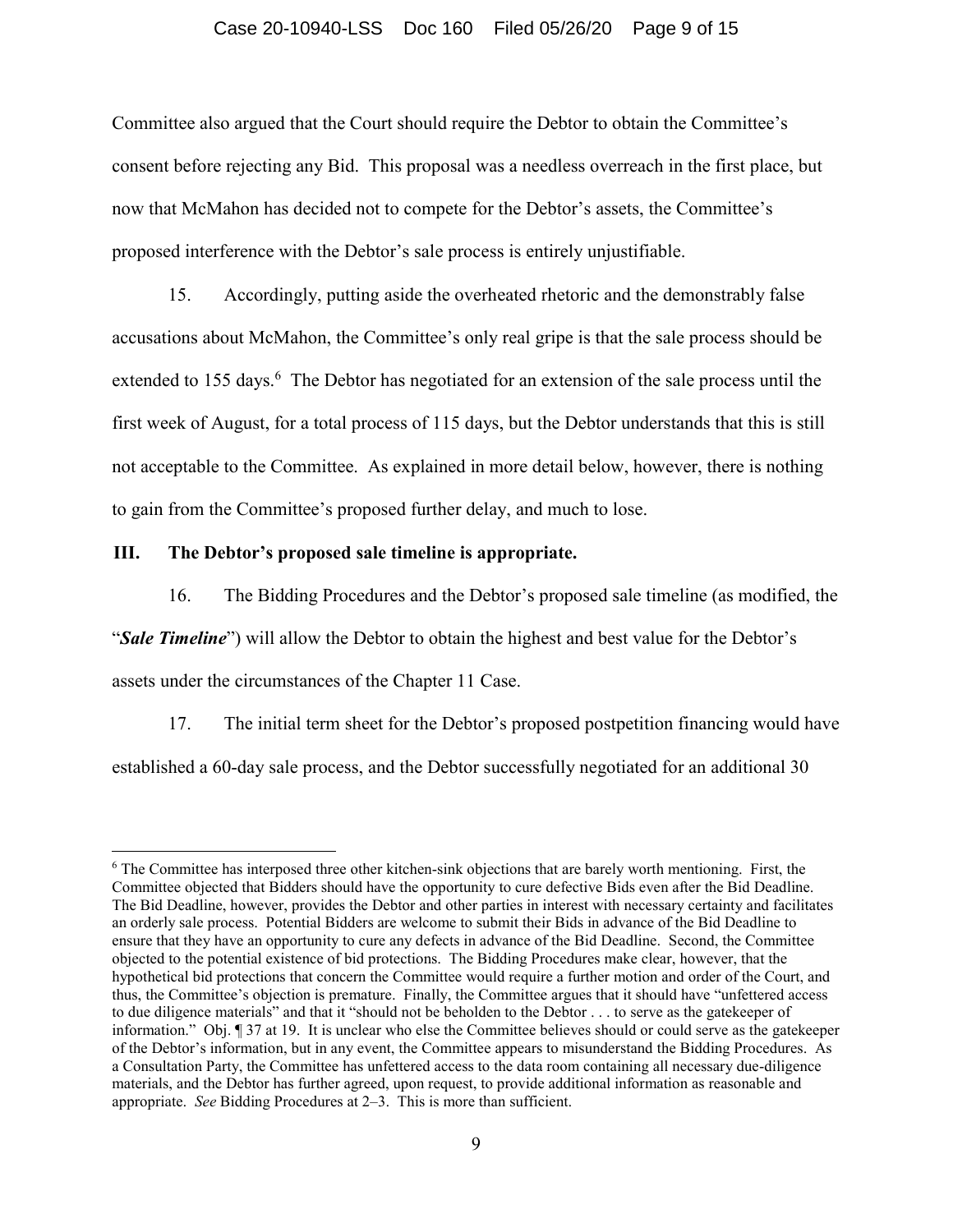Committee also argued that the Court should require the Debtor to obtain the Committee's consent before rejecting any Bid. This proposal was a needless overreach in the first place, but now that McMahon has decided not to compete for the Debtor's assets, the Committee's proposed interference with the Debtor's sale process is entirely unjustifiable.

15. Accordingly, putting aside the overheated rhetoric and the demonstrably false accusations about McMahon, the Committee's only real gripe is that the sale process should be extended to 155 days.[6] The Debtor has negotiated for an extension of the sale process until the first week of August, for a total process of 115 days, but the Debtor understands that this is still not acceptable to the Committee. As explained in more detail below, however, there is nothing to gain from the Committee's proposed further delay, and much to lose.

## III. The Debtor's proposed sale timeline is appropriate.

16. The Bidding Procedures and the Debtor's proposed sale timeline (as modified, the "***Sale Timeline***") will allow the Debtor to obtain the highest and best value for the Debtor's assets under the circumstances of the Chapter 11 Case.

17. The initial term sheet for the Debtor's proposed postpetition financing would have established a 60-day sale process, and the Debtor successfully negotiated for an additional 30

---

[6] The Committee has interposed three other kitchen-sink objections that are barely worth mentioning. First, the Committee objected that Bidders should have the opportunity to cure defective Bids even after the Bid Deadline. The Bid Deadline, however, provides the Debtor and other parties in interest with necessary certainty and facilitates an orderly sale process. Potential Bidders are welcome to submit their Bids in advance of the Bid Deadline to ensure that they have an opportunity to cure any defects in advance of the Bid Deadline. Second, the Committee objected to the potential existence of bid protections. The Bidding Procedures make clear, however, that the hypothetical bid protections that concern the Committee would require a further motion and order of the Court, and thus, the Committee's objection is premature. Finally, the Committee argues that it should have "unfettered access to due diligence materials" and that it "should not be beholden to the Debtor . . . to serve as the gatekeeper of information." Obj. ¶ 37 at 19. It is unclear who else the Committee believes should or could serve as the gatekeeper of the Debtor's information, but in any event, the Committee appears to misunderstand the Bidding Procedures. As a Consultation Party, the Committee has unfettered access to the data room containing all necessary due-diligence materials, and the Debtor has further agreed, upon request, to provide additional information as reasonable and appropriate. *See* Bidding Procedures at 2–3. This is more than sufficient.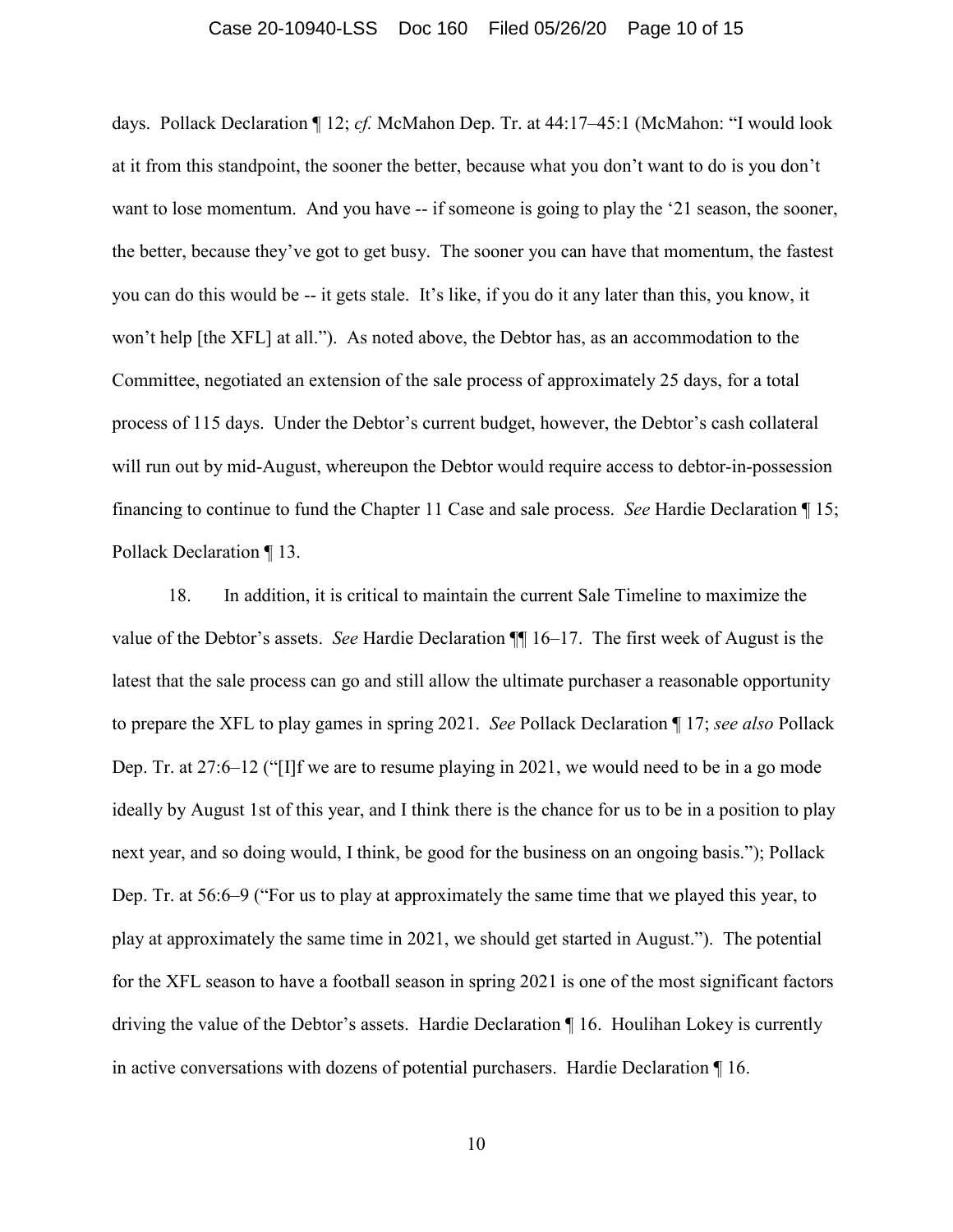days. Pollack Declaration ¶ 12; *cf.* McMahon Dep. Tr. at 44:17–45:1 (McMahon: "I would look at it from this standpoint, the sooner the better, because what you don't want to do is you don't want to lose momentum. And you have -- if someone is going to play the '21 season, the sooner, the better, because they've got to get busy. The sooner you can have that momentum, the fastest you can do this would be -- it gets stale. It's like, if you do it any later than this, you know, it won't help [the XFL] at all."). As noted above, the Debtor has, as an accommodation to the Committee, negotiated an extension of the sale process of approximately 25 days, for a total process of 115 days. Under the Debtor's current budget, however, the Debtor's cash collateral will run out by mid-August, whereupon the Debtor would require access to debtor-in-possession financing to continue to fund the Chapter 11 Case and sale process. *See* Hardie Declaration ¶ 15; Pollack Declaration ¶ 13.

18. In addition, it is critical to maintain the current Sale Timeline to maximize the value of the Debtor's assets. *See* Hardie Declaration ¶¶ 16–17. The first week of August is the latest that the sale process can go and still allow the ultimate purchaser a reasonable opportunity to prepare the XFL to play games in spring 2021. *See* Pollack Declaration ¶ 17; *see also* Pollack Dep. Tr. at 27:6–12 ("[I]f we are to resume playing in 2021, we would need to be in a go mode ideally by August 1st of this year, and I think there is the chance for us to be in a position to play next year, and so doing would, I think, be good for the business on an ongoing basis."); Pollack Dep. Tr. at 56:6–9 ("For us to play at approximately the same time that we played this year, to play at approximately the same time in 2021, we should get started in August."). The potential for the XFL season to have a football season in spring 2021 is one of the most significant factors driving the value of the Debtor's assets. Hardie Declaration ¶ 16. Houlihan Lokey is currently in active conversations with dozens of potential purchasers. Hardie Declaration ¶ 16.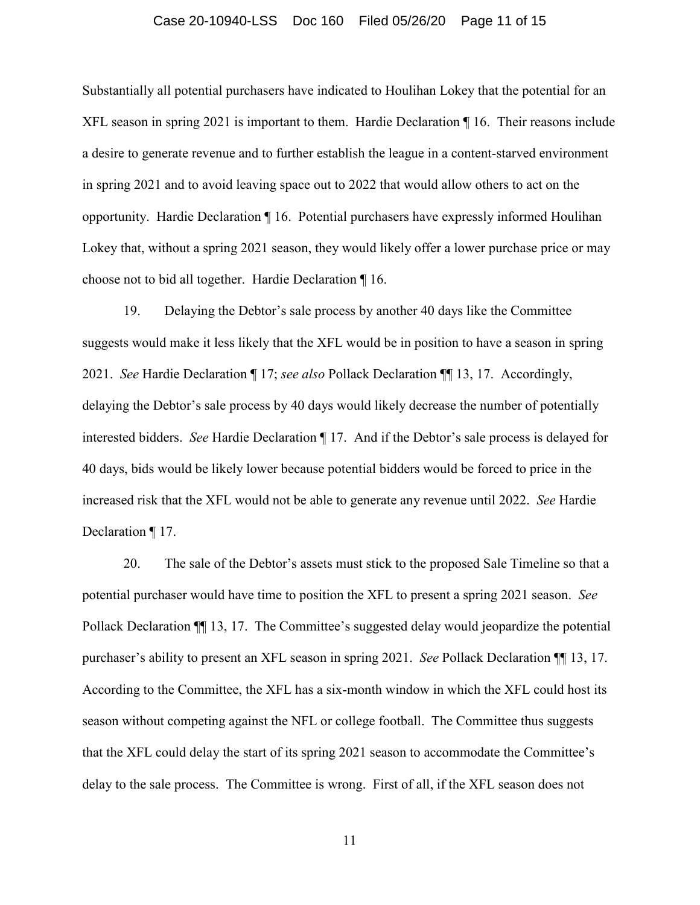Substantially all potential purchasers have indicated to Houlihan Lokey that the potential for an XFL season in spring 2021 is important to them. Hardie Declaration ¶ 16. Their reasons include a desire to generate revenue and to further establish the league in a content-starved environment in spring 2021 and to avoid leaving space out to 2022 that would allow others to act on the opportunity. Hardie Declaration ¶ 16. Potential purchasers have expressly informed Houlihan Lokey that, without a spring 2021 season, they would likely offer a lower purchase price or may choose not to bid all together. Hardie Declaration ¶ 16.

19. Delaying the Debtor's sale process by another 40 days like the Committee suggests would make it less likely that the XFL would be in position to have a season in spring 2021. *See* Hardie Declaration ¶ 17; *see also* Pollack Declaration ¶¶ 13, 17. Accordingly, delaying the Debtor's sale process by 40 days would likely decrease the number of potentially interested bidders. *See* Hardie Declaration ¶ 17. And if the Debtor's sale process is delayed for 40 days, bids would be likely lower because potential bidders would be forced to price in the increased risk that the XFL would not be able to generate any revenue until 2022. *See* Hardie Declaration ¶ 17.

20. The sale of the Debtor's assets must stick to the proposed Sale Timeline so that a potential purchaser would have time to position the XFL to present a spring 2021 season. *See* Pollack Declaration ¶¶ 13, 17. The Committee's suggested delay would jeopardize the potential purchaser's ability to present an XFL season in spring 2021. *See* Pollack Declaration ¶¶ 13, 17. According to the Committee, the XFL has a six-month window in which the XFL could host its season without competing against the NFL or college football. The Committee thus suggests that the XFL could delay the start of its spring 2021 season to accommodate the Committee's delay to the sale process. The Committee is wrong. First of all, if the XFL season does not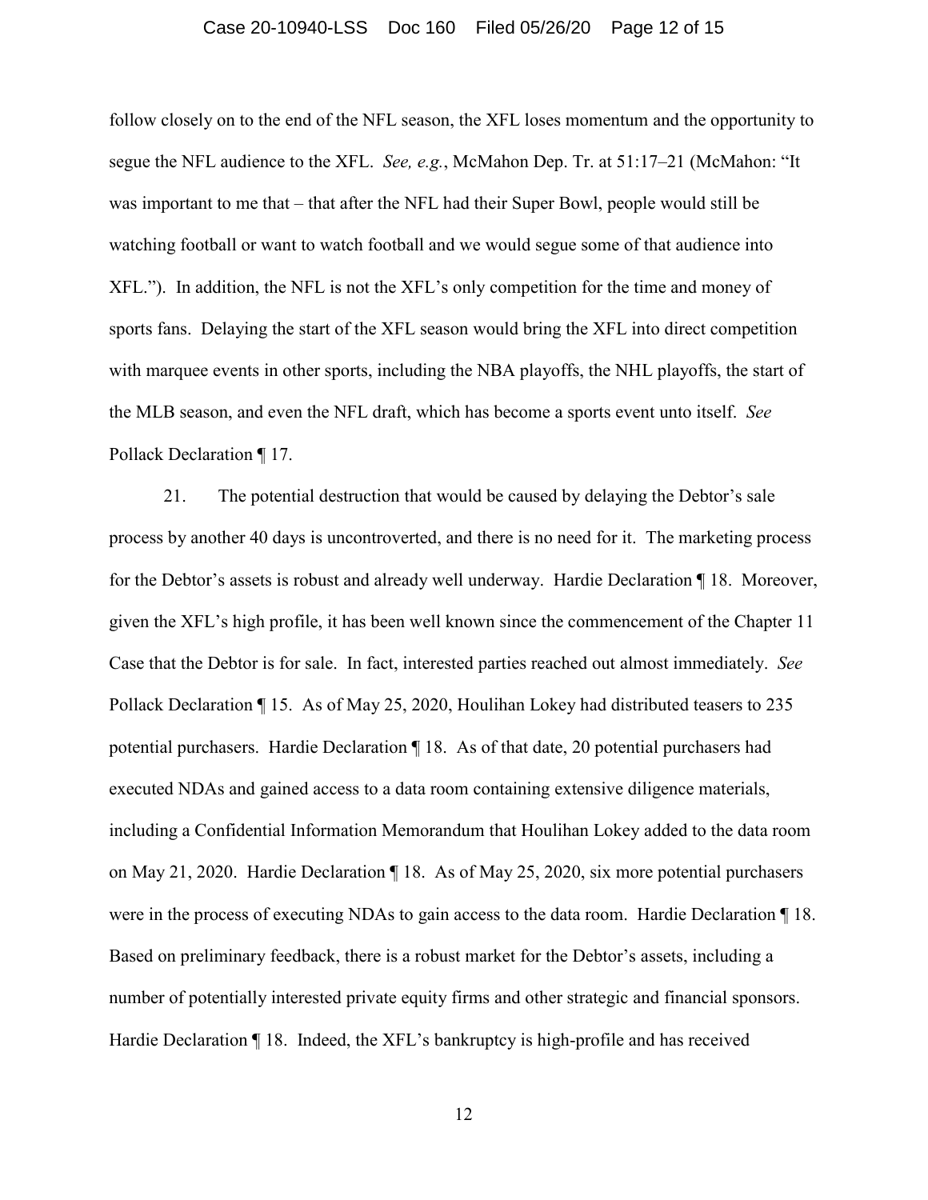follow closely on to the end of the NFL season, the XFL loses momentum and the opportunity to segue the NFL audience to the XFL. *See, e.g.*, McMahon Dep. Tr. at 51:17–21 (McMahon: "It was important to me that – that after the NFL had their Super Bowl, people would still be watching football or want to watch football and we would segue some of that audience into XFL."). In addition, the NFL is not the XFL's only competition for the time and money of sports fans. Delaying the start of the XFL season would bring the XFL into direct competition with marquee events in other sports, including the NBA playoffs, the NHL playoffs, the start of the MLB season, and even the NFL draft, which has become a sports event unto itself. *See* Pollack Declaration ¶ 17.

21. The potential destruction that would be caused by delaying the Debtor's sale process by another 40 days is uncontroverted, and there is no need for it. The marketing process for the Debtor's assets is robust and already well underway. Hardie Declaration ¶ 18. Moreover, given the XFL's high profile, it has been well known since the commencement of the Chapter 11 Case that the Debtor is for sale. In fact, interested parties reached out almost immediately. *See* Pollack Declaration ¶ 15. As of May 25, 2020, Houlihan Lokey had distributed teasers to 235 potential purchasers. Hardie Declaration ¶ 18. As of that date, 20 potential purchasers had executed NDAs and gained access to a data room containing extensive diligence materials, including a Confidential Information Memorandum that Houlihan Lokey added to the data room on May 21, 2020. Hardie Declaration ¶ 18. As of May 25, 2020, six more potential purchasers were in the process of executing NDAs to gain access to the data room. Hardie Declaration ¶ 18. Based on preliminary feedback, there is a robust market for the Debtor's assets, including a number of potentially interested private equity firms and other strategic and financial sponsors. Hardie Declaration ¶ 18. Indeed, the XFL's bankruptcy is high-profile and has received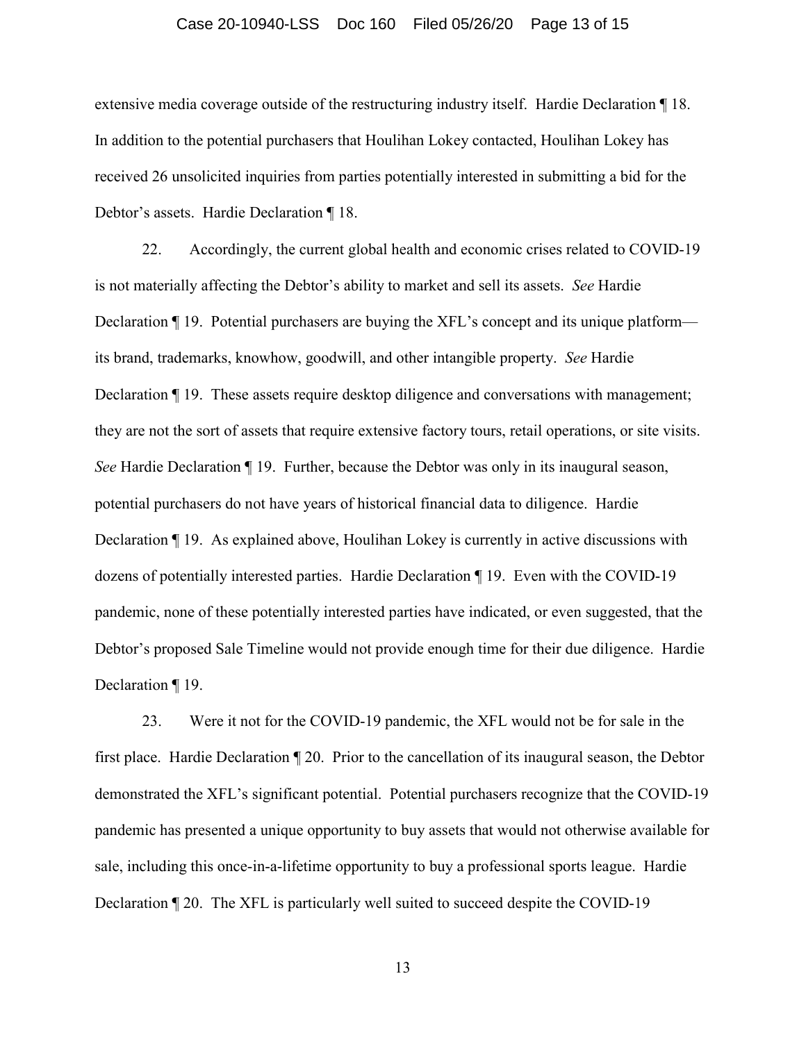extensive media coverage outside of the restructuring industry itself. Hardie Declaration ¶ 18. In addition to the potential purchasers that Houlihan Lokey contacted, Houlihan Lokey has received 26 unsolicited inquiries from parties potentially interested in submitting a bid for the Debtor's assets. Hardie Declaration ¶ 18.

22. Accordingly, the current global health and economic crises related to COVID-19 is not materially affecting the Debtor's ability to market and sell its assets. *See* Hardie Declaration ¶ 19. Potential purchasers are buying the XFL's concept and its unique platform—its brand, trademarks, knowhow, goodwill, and other intangible property. *See* Hardie Declaration ¶ 19. These assets require desktop diligence and conversations with management; they are not the sort of assets that require extensive factory tours, retail operations, or site visits. *See* Hardie Declaration ¶ 19. Further, because the Debtor was only in its inaugural season, potential purchasers do not have years of historical financial data to diligence. Hardie Declaration ¶ 19. As explained above, Houlihan Lokey is currently in active discussions with dozens of potentially interested parties. Hardie Declaration ¶ 19. Even with the COVID-19 pandemic, none of these potentially interested parties have indicated, or even suggested, that the Debtor's proposed Sale Timeline would not provide enough time for their due diligence. Hardie Declaration ¶ 19.

23. Were it not for the COVID-19 pandemic, the XFL would not be for sale in the first place. Hardie Declaration ¶ 20. Prior to the cancellation of its inaugural season, the Debtor demonstrated the XFL's significant potential. Potential purchasers recognize that the COVID-19 pandemic has presented a unique opportunity to buy assets that would not otherwise available for sale, including this once-in-a-lifetime opportunity to buy a professional sports league. Hardie Declaration ¶ 20. The XFL is particularly well suited to succeed despite the COVID-19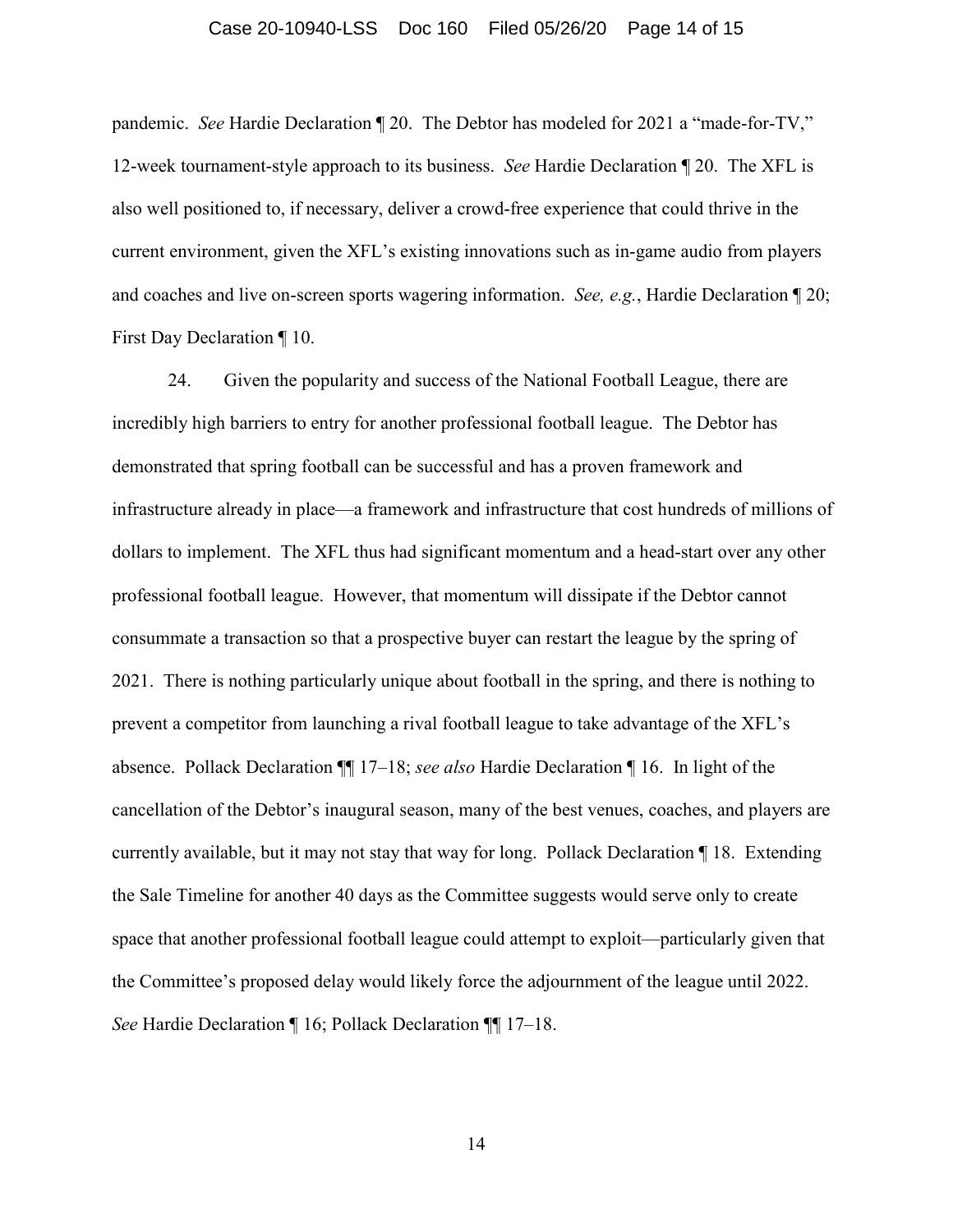pandemic. *See* Hardie Declaration ¶ 20. The Debtor has modeled for 2021 a "made-for-TV," 12-week tournament-style approach to its business. *See* Hardie Declaration ¶ 20. The XFL is also well positioned to, if necessary, deliver a crowd-free experience that could thrive in the current environment, given the XFL's existing innovations such as in-game audio from players and coaches and live on-screen sports wagering information. *See, e.g.*, Hardie Declaration ¶ 20; First Day Declaration ¶ 10.

24. Given the popularity and success of the National Football League, there are incredibly high barriers to entry for another professional football league. The Debtor has demonstrated that spring football can be successful and has a proven framework and infrastructure already in place—a framework and infrastructure that cost hundreds of millions of dollars to implement. The XFL thus had significant momentum and a head-start over any other professional football league. However, that momentum will dissipate if the Debtor cannot consummate a transaction so that a prospective buyer can restart the league by the spring of 2021. There is nothing particularly unique about football in the spring, and there is nothing to prevent a competitor from launching a rival football league to take advantage of the XFL's absence. Pollack Declaration ¶¶ 17–18; *see also* Hardie Declaration ¶ 16. In light of the cancellation of the Debtor's inaugural season, many of the best venues, coaches, and players are currently available, but it may not stay that way for long. Pollack Declaration ¶ 18. Extending the Sale Timeline for another 40 days as the Committee suggests would serve only to create space that another professional football league could attempt to exploit—particularly given that the Committee's proposed delay would likely force the adjournment of the league until 2022. *See* Hardie Declaration ¶ 16; Pollack Declaration ¶¶ 17–18.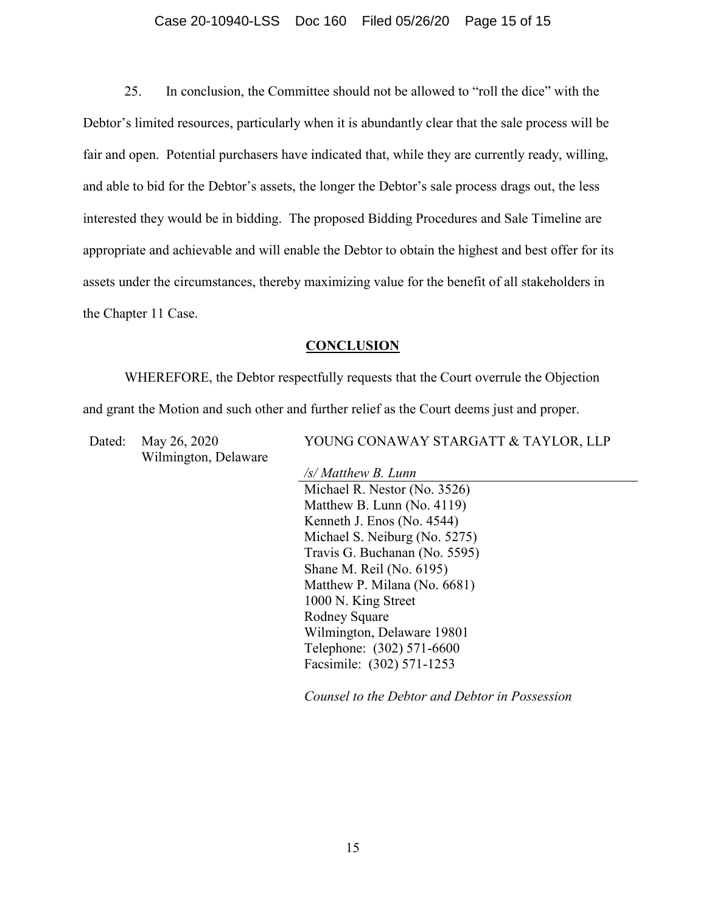25. In conclusion, the Committee should not be allowed to "roll the dice" with the Debtor's limited resources, particularly when it is abundantly clear that the sale process will be fair and open. Potential purchasers have indicated that, while they are currently ready, willing, and able to bid for the Debtor's assets, the longer the Debtor's sale process drags out, the less interested they would be in bidding. The proposed Bidding Procedures and Sale Timeline are appropriate and achievable and will enable the Debtor to obtain the highest and best offer for its assets under the circumstances, thereby maximizing value for the benefit of all stakeholders in the Chapter 11 Case.

## CONCLUSION

WHEREFORE, the Debtor respectfully requests that the Court overrule the Objection and grant the Motion and such other and further relief as the Court deems just and proper.

Dated: May 26, 2020
Wilmington, Delaware

YOUNG CONAWAY STARGATT & TAYLOR, LLP

*/s/ Matthew B. Lunn*

Michael R. Nestor (No. 3526)
Matthew B. Lunn (No. 4119)
Kenneth J. Enos (No. 4544)
Michael S. Neiburg (No. 5275)
Travis G. Buchanan (No. 5595)
Shane M. Reil (No. 6195)
Matthew P. Milana (No. 6681)
1000 N. King Street
Rodney Square
Wilmington, Delaware 19801
Telephone: (302) 571-6600
Facsimile: (302) 571-1253

*Counsel to the Debtor and Debtor in Possession*